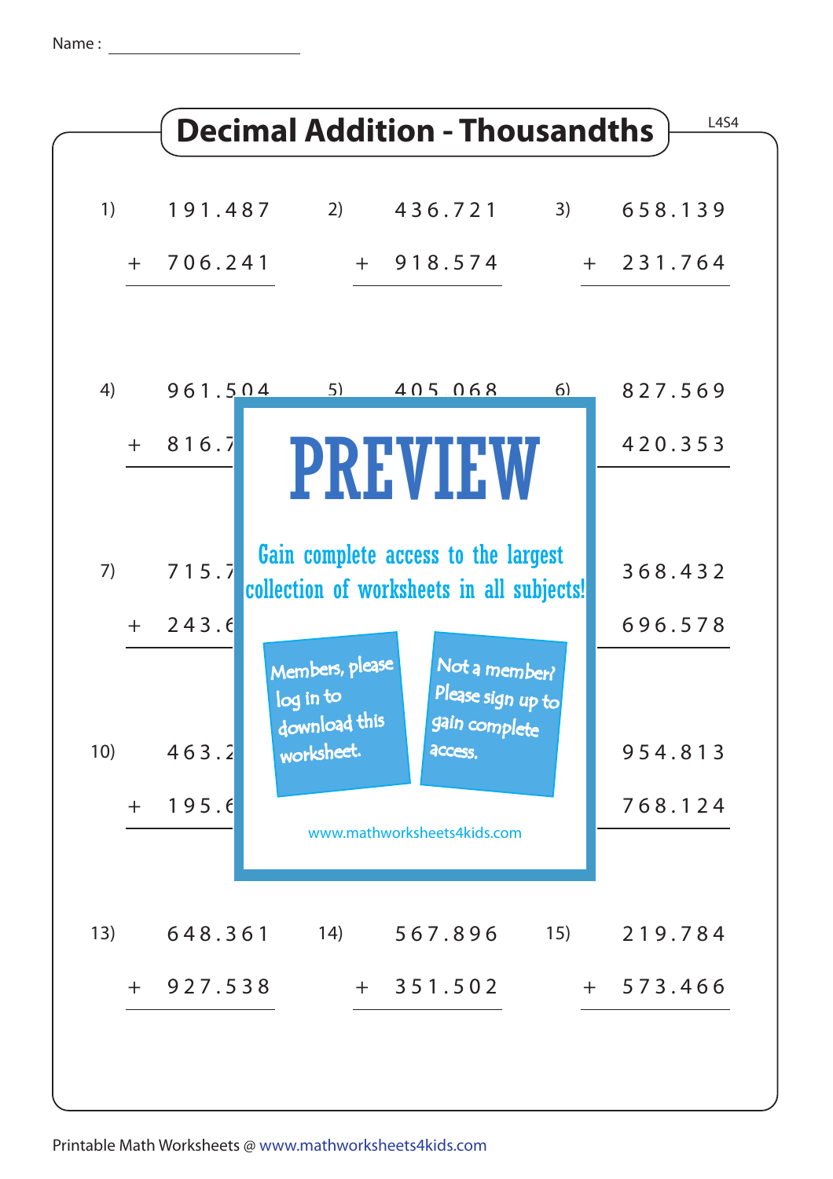Name : ____________________

# Decimal Addition - Thousandths

L4S4

1) 191.487 + 706.241

2) 436.721 + 918.574

3) 658.139 + 231.764

4) 961.504 + 816.7

5) 405.068

6) 827.569 + 420.353

7) 715.7 + 243.6

9) 368.432 + 696.578

10) 463.2 + 195.6

12) 954.813 + 768.124

13) 648.361 + 927.538

14) 567.896 + 351.502

15) 219.784 + 573.466

PREVIEW

Gain complete access to the largest collection of worksheets in all subjects!

Members, please log in to download this worksheet.

Not a member? Please sign up to gain complete access.

www.mathworksheets4kids.com

Printable Math Worksheets @ www.mathworksheets4kids.com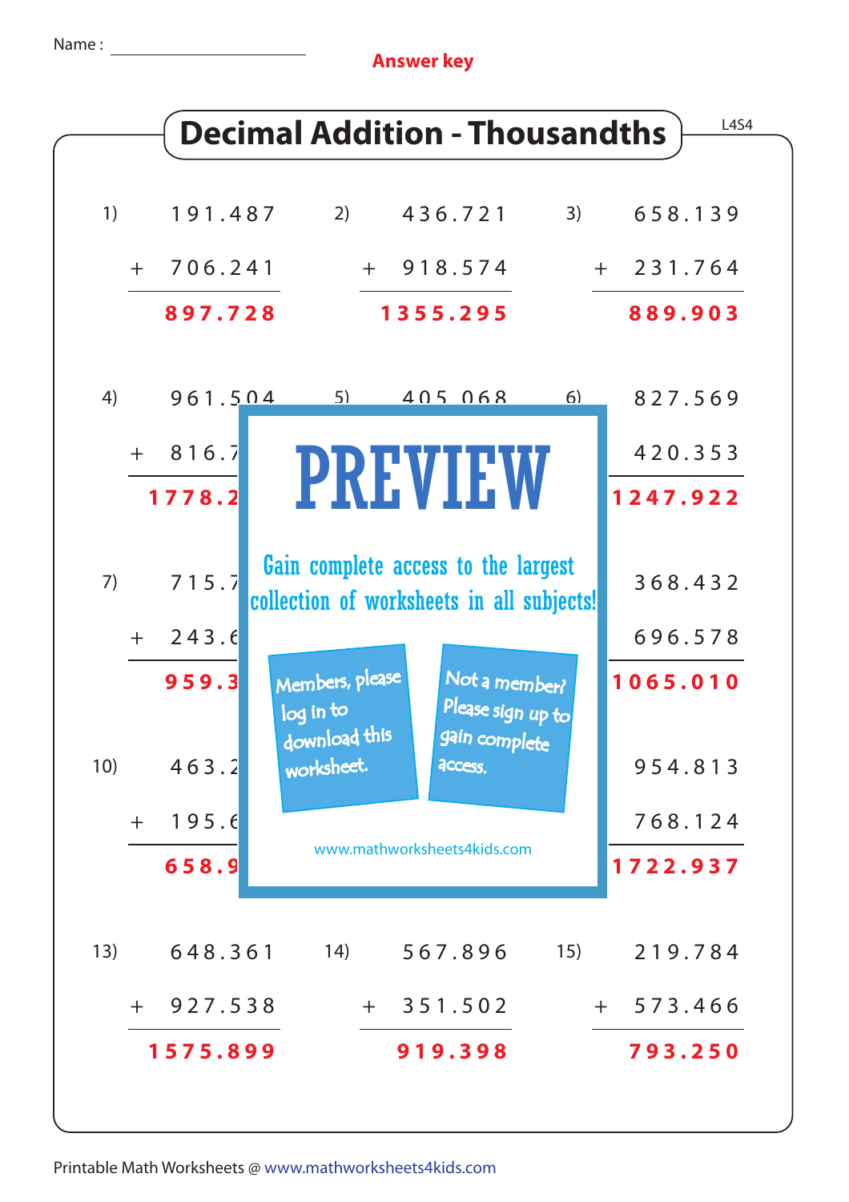Name : ____________________

**Answer key**

# Decimal Addition - Thousandths

L4S4

1) 191.487 + 706.241 = **897.728**

2) 436.721 + 918.574 = **1355.295**

3) 658.139 + 231.764 = **889.903**

4) 961.504 + 816.7 = **1778.2**

5) 405.068

6) 827.569 + 420.353 = **1247.922**

7) 715.7 + 243.6 = **959.3**

9) 368.432 + 696.578 = **1065.010**

10) 463.2 + 195.6 = **658.9**

12) 954.813 + 768.124 = **1722.937**

13) 648.361 + 927.538 = **1575.899**

14) 567.896 + 351.502 = **919.398**

15) 219.784 + 573.466 = **793.250**

PREVIEW

Gain complete access to the largest collection of worksheets in all subjects!

Members, please log in to download this worksheet.

Not a member? Please sign up to gain complete access.

www.mathworksheets4kids.com

Printable Math Worksheets @ www.mathworksheets4kids.com